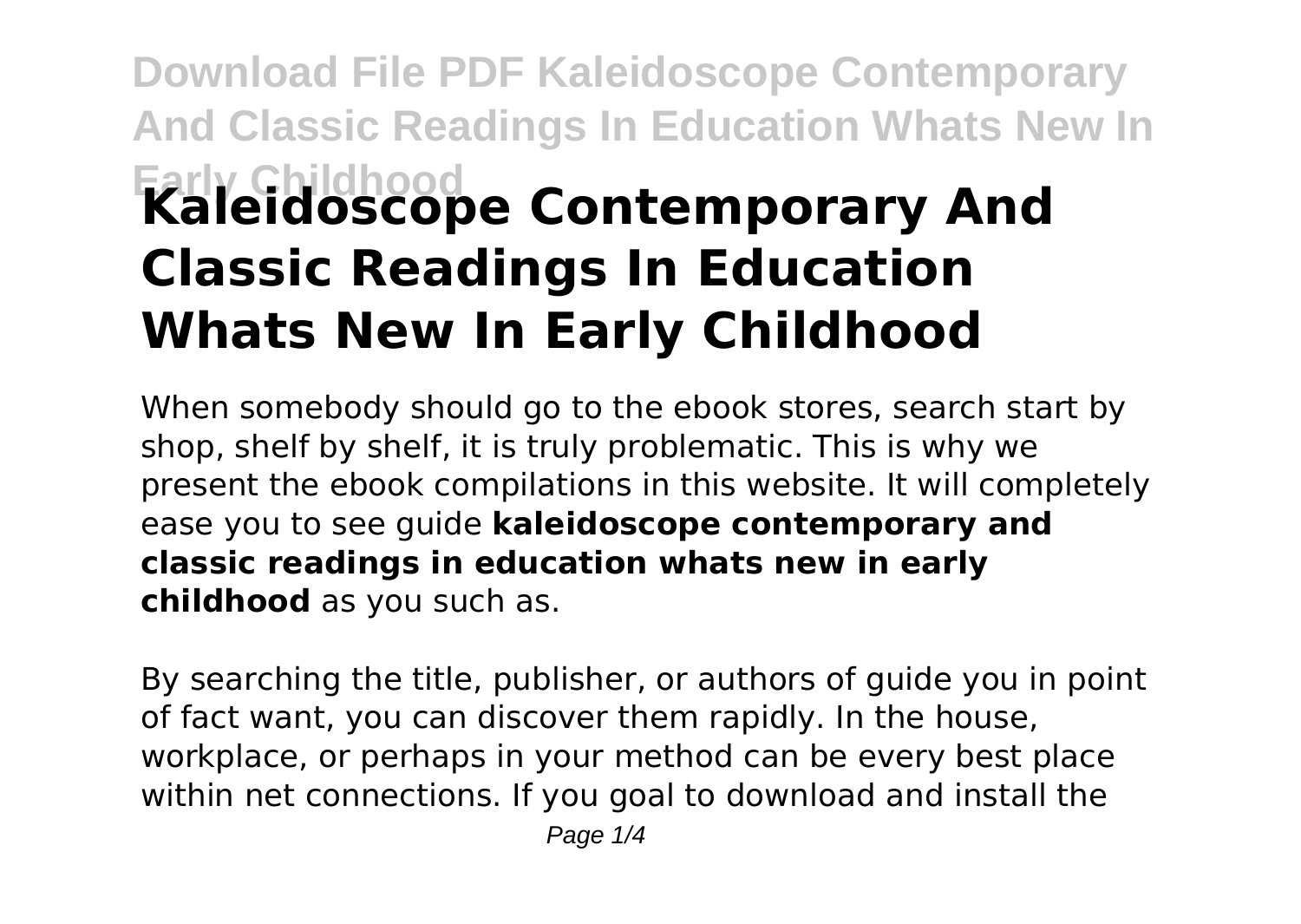# Kaleidoscope Contemporary And Classic Readings In Education Whats New In Early Childhood

When somebody should go to the ebook stores, search start by shop, shelf by shelf, it is truly problematic. This is why we present the ebook compilations in this website. It will completely ease you to see guide **kaleidoscope contemporary and classic readings in education whats new in early childhood** as you such as.

By searching the title, publisher, or authors of guide you in point of fact want, you can discover them rapidly. In the house, workplace, or perhaps in your method can be every best place within net connections. If you goal to download and install the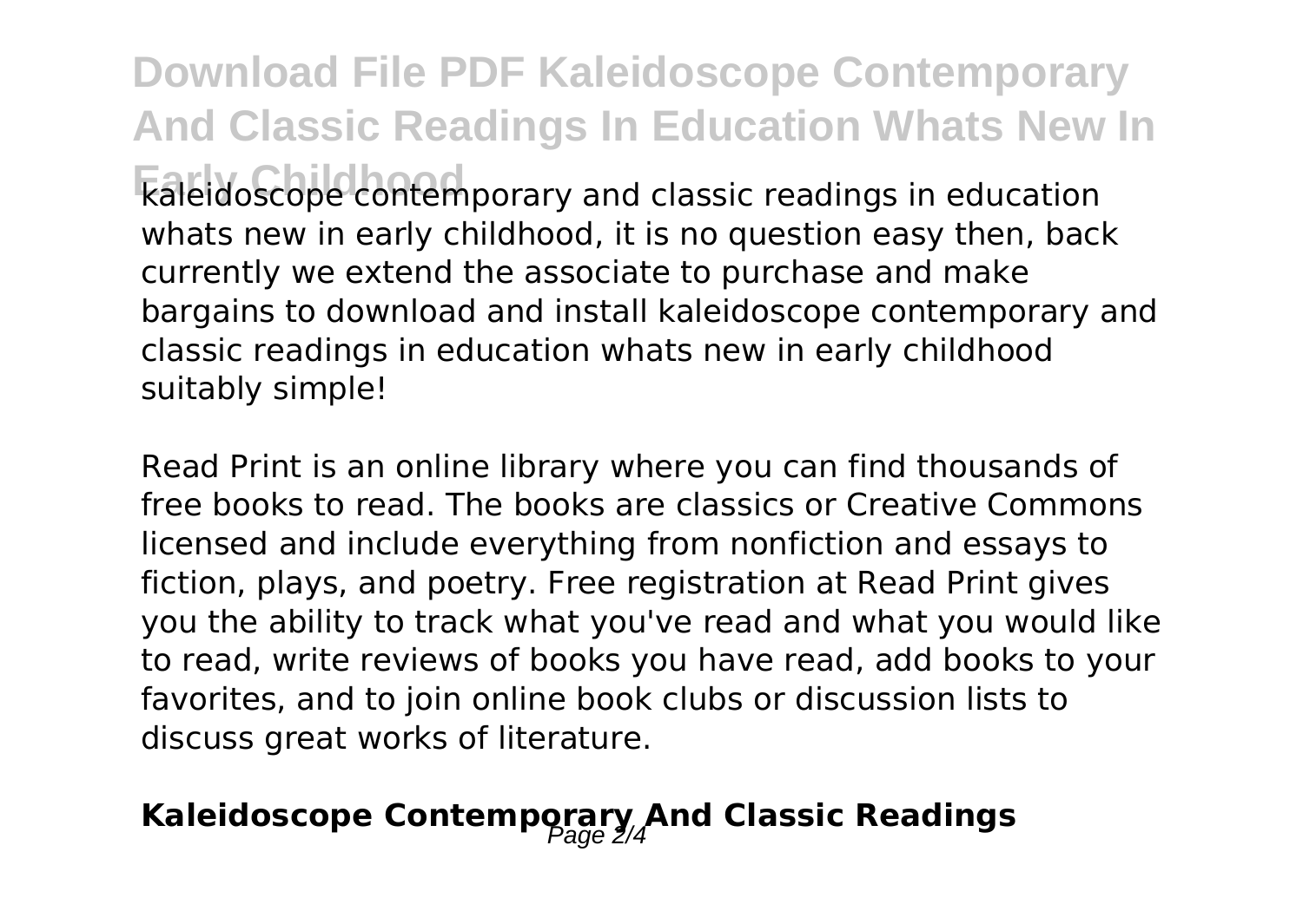kaleidoscope contemporary and classic readings in education whats new in early childhood, it is no question easy then, back currently we extend the associate to purchase and make bargains to download and install kaleidoscope contemporary and classic readings in education whats new in early childhood suitably simple!

Read Print is an online library where you can find thousands of free books to read. The books are classics or Creative Commons licensed and include everything from nonfiction and essays to fiction, plays, and poetry. Free registration at Read Print gives you the ability to track what you've read and what you would like to read, write reviews of books you have read, add books to your favorites, and to join online book clubs or discussion lists to discuss great works of literature.

## Kaleidoscope Contemporary And Classic Readings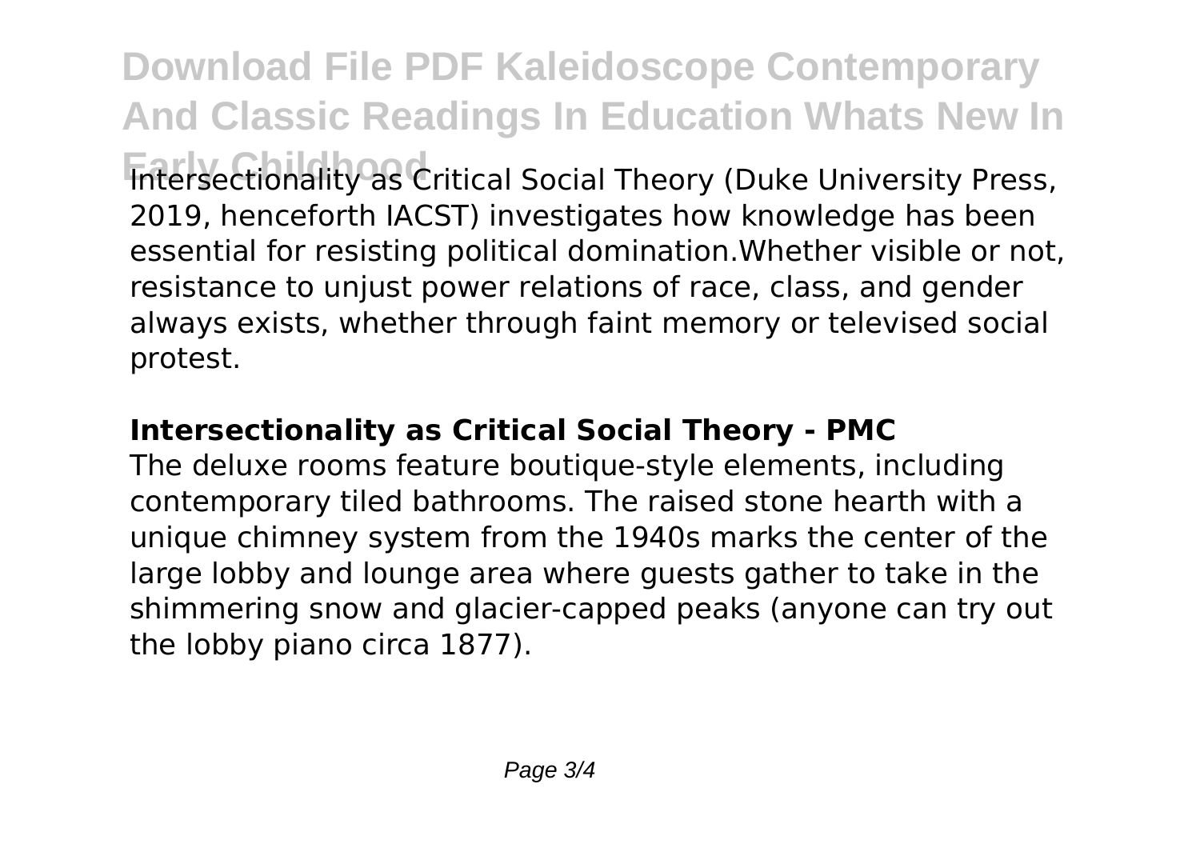Intersectionality as Critical Social Theory (Duke University Press, 2019, henceforth IACST) investigates how knowledge has been essential for resisting political domination.Whether visible or not, resistance to unjust power relations of race, class, and gender always exists, whether through faint memory or televised social protest.

## Intersectionality as Critical Social Theory - PMC

The deluxe rooms feature boutique-style elements, including contemporary tiled bathrooms. The raised stone hearth with a unique chimney system from the 1940s marks the center of the large lobby and lounge area where guests gather to take in the shimmering snow and glacier-capped peaks (anyone can try out the lobby piano circa 1877).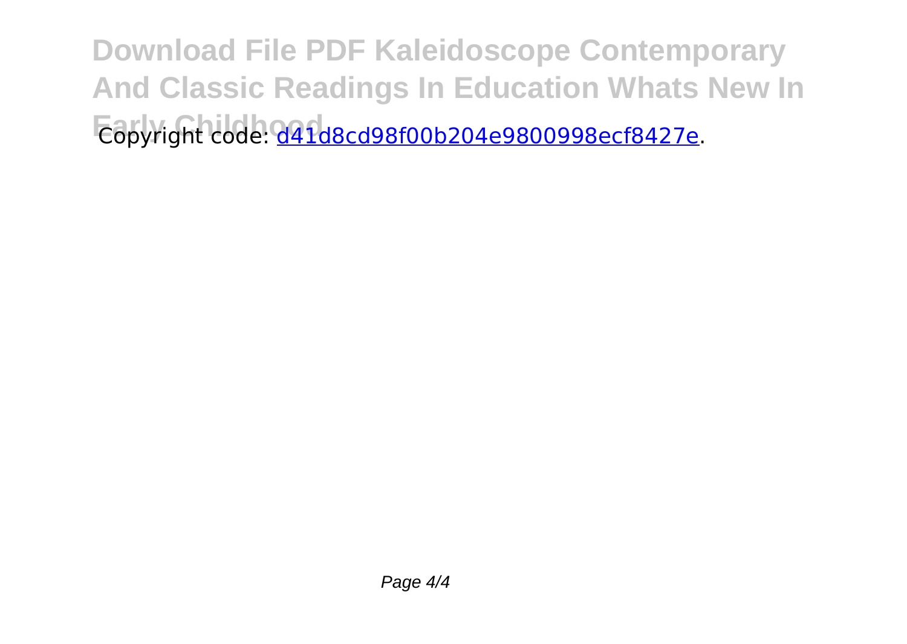Copyright code: [d41d8cd98f00b204e9800998ecf8427e](d41d8cd98f00b204e9800998ecf8427e).